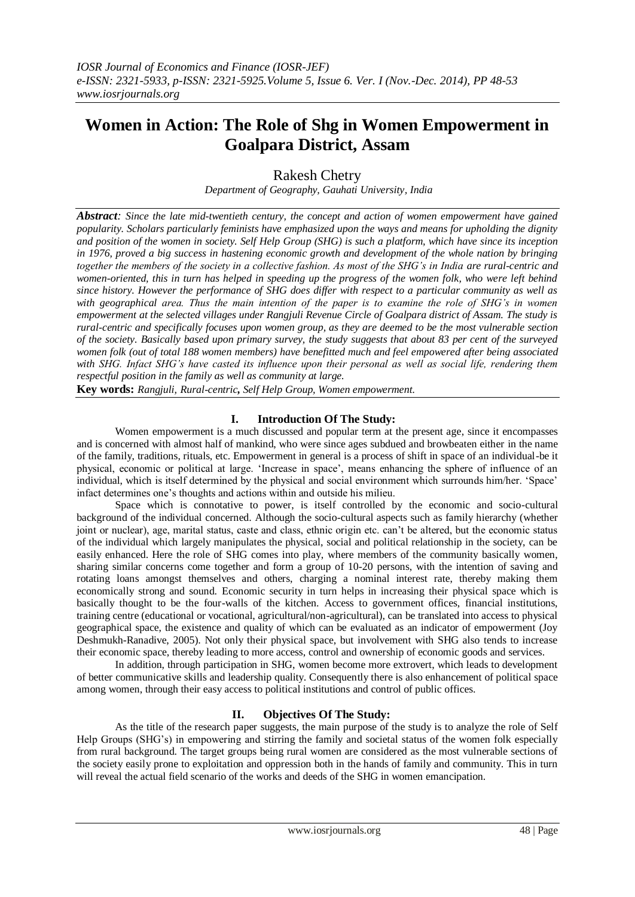# Women in Action: The Role of Shg in Women Empowerment in Goalpara District, Assam

Rakesh Chetry

*Department of Geography, Gauhati University, India*

***Abstract**: Since the late mid-twentieth century, the concept and action of women empowerment have gained popularity. Scholars particularly feminists have emphasized upon the ways and means for upholding the dignity and position of the women in society. Self Help Group (SHG) is such a platform, which have since its inception in 1976, proved a big success in hastening economic growth and development of the whole nation by bringing together the members of the society in a collective fashion. As most of the SHG's in India are rural-centric and women-oriented, this in turn has helped in speeding up the progress of the women folk, who were left behind since history. However the performance of SHG does differ with respect to a particular community as well as with geographical area. Thus the main intention of the paper is to examine the role of SHG's in women empowerment at the selected villages under Rangjuli Revenue Circle of Goalpara district of Assam. The study is rural-centric and specifically focuses upon women group, as they are deemed to be the most vulnerable section of the society. Basically based upon primary survey, the study suggests that about 83 per cent of the surveyed women folk (out of total 188 women members) have benefitted much and feel empowered after being associated with SHG. Infact SHG's have casted its influence upon their personal as well as social life, rendering them respectful position in the family as well as community at large.*

**Key words:** *Rangjuli, Rural-centric, Self Help Group, Women empowerment.*

## I. Introduction Of The Study:

Women empowerment is a much discussed and popular term at the present age, since it encompasses and is concerned with almost half of mankind, who were since ages subdued and browbeaten either in the name of the family, traditions, rituals, etc. Empowerment in general is a process of shift in space of an individual-be it physical, economic or political at large. 'Increase in space', means enhancing the sphere of influence of an individual, which is itself determined by the physical and social environment which surrounds him/her. 'Space' infact determines one's thoughts and actions within and outside his milieu.

Space which is connotative to power, is itself controlled by the economic and socio-cultural background of the individual concerned. Although the socio-cultural aspects such as family hierarchy (whether joint or nuclear), age, marital status, caste and class, ethnic origin etc. can't be altered, but the economic status of the individual which largely manipulates the physical, social and political relationship in the society, can be easily enhanced. Here the role of SHG comes into play, where members of the community basically women, sharing similar concerns come together and form a group of 10-20 persons, with the intention of saving and rotating loans amongst themselves and others, charging a nominal interest rate, thereby making them economically strong and sound. Economic security in turn helps in increasing their physical space which is basically thought to be the four-walls of the kitchen. Access to government offices, financial institutions, training centre (educational or vocational, agricultural/non-agricultural), can be translated into access to physical geographical space, the existence and quality of which can be evaluated as an indicator of empowerment (Joy Deshmukh-Ranadive, 2005). Not only their physical space, but involvement with SHG also tends to increase their economic space, thereby leading to more access, control and ownership of economic goods and services.

In addition, through participation in SHG, women become more extrovert, which leads to development of better communicative skills and leadership quality. Consequently there is also enhancement of political space among women, through their easy access to political institutions and control of public offices.

## II. Objectives Of The Study:

As the title of the research paper suggests, the main purpose of the study is to analyze the role of Self Help Groups (SHG's) in empowering and stirring the family and societal status of the women folk especially from rural background. The target groups being rural women are considered as the most vulnerable sections of the society easily prone to exploitation and oppression both in the hands of family and community. This in turn will reveal the actual field scenario of the works and deeds of the SHG in women emancipation.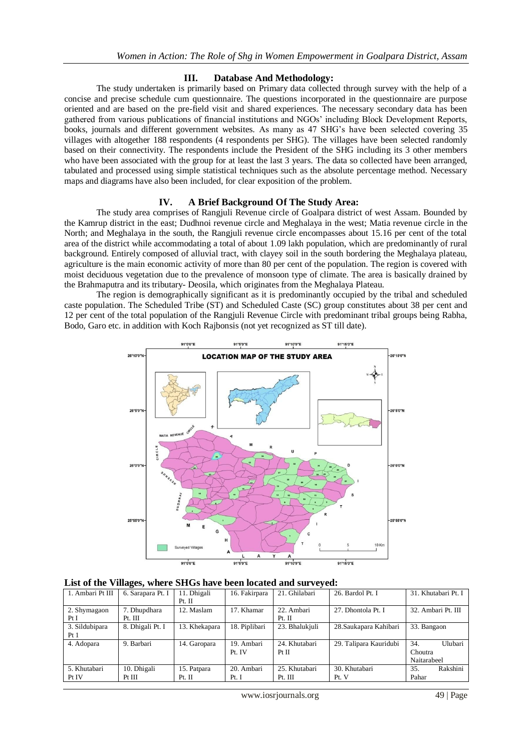## III. Database And Methodology:

The study undertaken is primarily based on Primary data collected through survey with the help of a concise and precise schedule cum questionnaire. The questions incorporated in the questionnaire are purpose oriented and are based on the pre-field visit and shared experiences. The necessary secondary data has been gathered from various publications of financial institutions and NGOs' including Block Development Reports, books, journals and different government websites. As many as 47 SHG's have been selected covering 35 villages with altogether 188 respondents (4 respondents per SHG). The villages have been selected randomly based on their connectivity. The respondents include the President of the SHG including its 3 other members who have been associated with the group for at least the last 3 years. The data so collected have been arranged, tabulated and processed using simple statistical techniques such as the absolute percentage method. Necessary maps and diagrams have also been included, for clear exposition of the problem.

## IV. A Brief Background Of The Study Area:

The study area comprises of Rangjuli Revenue circle of Goalpara district of west Assam. Bounded by the Kamrup district in the east; Dudhnoi revenue circle and Meghalaya in the west; Matia revenue circle in the North; and Meghalaya in the south, the Rangjuli revenue circle encompasses about 15.16 per cent of the total area of the district while accommodating a total of about 1.09 lakh population, which are predominantly of rural background. Entirely composed of alluvial tract, with clayey soil in the south bordering the Meghalaya plateau, agriculture is the main economic activity of more than 80 per cent of the population. The region is covered with moist deciduous vegetation due to the prevalence of monsoon type of climate. The area is basically drained by the Brahmaputra and its tributary- Deosila, which originates from the Meghalaya Plateau.

The region is demographically significant as it is predominantly occupied by the tribal and scheduled caste population. The Scheduled Tribe (ST) and Scheduled Caste (SC) group constitutes about 38 per cent and 12 per cent of the total population of the Rangjuli Revenue Circle with predominant tribal groups being Rabha, Bodo, Garo etc. in addition with Koch Rajbonsis (not yet recognized as ST till date).

**List of the Villages, where SHGs have been located and surveyed:**

| | | | | | | |
|---|---|---|---|---|---|---|
| 1. Ambari Pt III | 6. Sarapara Pt. I | 11. Dhigali Pt. II | 16. Fakirpara | 21. Ghilabari | 26. Bardol Pt. I | 31. Khutabari Pt. I |
| 2. Shymagaon Pt I | 7. Dhupdhara Pt. III | 12. Maslam | 17. Khamar | 22. Ambari Pt. II | 27. Dhontola Pt. I | 32. Ambari Pt. III |
| 3. Sildubipara Pt 1 | 8. Dhigali Pt. I | 13. Khekapara | 18. Piplibari | 23. Bhalukjuli | 28.Saukapara Kahibari | 33. Bangaon |
| 4. Adopara | 9. Barbari | 14. Garopara | 19. Ambari Pt. IV | 24. Khutabari Pt II | 29. Talipara Kauridubi | 34. Ulubari Choutra Naitarabeel |
| 5. Khutabari Pt IV | 10. Dhigali Pt III | 15. Patpara Pt. II | 20. Ambari Pt. I | 25. Khutabari Pt. III | 30. Khutabari Pt. V | 35. Rakshini Pahar |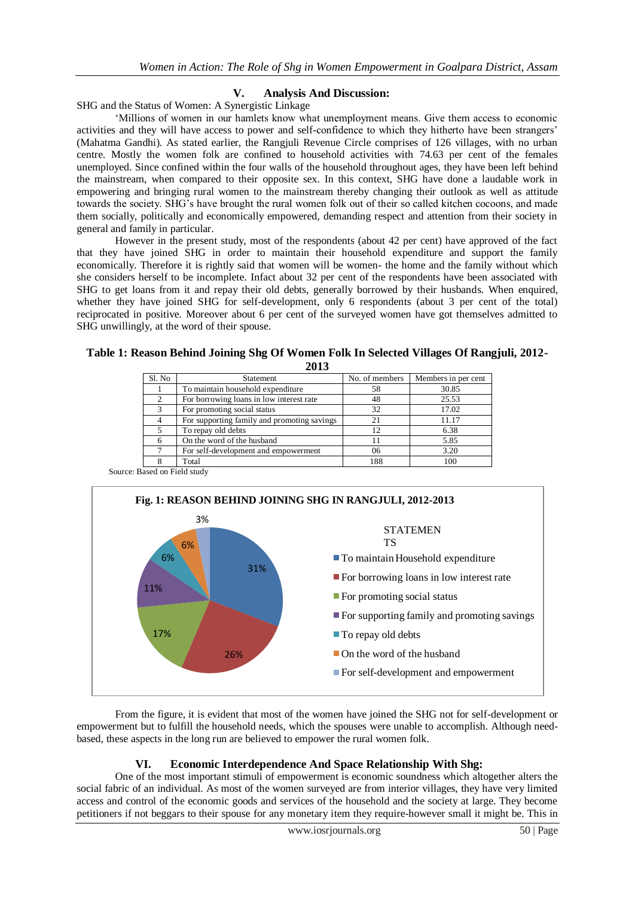## V. Analysis And Discussion:

SHG and the Status of Women: A Synergistic Linkage

'Millions of women in our hamlets know what unemployment means. Give them access to economic activities and they will have access to power and self-confidence to which they hitherto have been strangers' (Mahatma Gandhi). As stated earlier, the Rangjuli Revenue Circle comprises of 126 villages, with no urban centre. Mostly the women folk are confined to household activities with 74.63 per cent of the females unemployed. Since confined within the four walls of the household throughout ages, they have been left behind the mainstream, when compared to their opposite sex. In this context, SHG have done a laudable work in empowering and bringing rural women to the mainstream thereby changing their outlook as well as attitude towards the society. SHG's have brought the rural women folk out of their so called kitchen cocoons, and made them socially, politically and economically empowered, demanding respect and attention from their society in general and family in particular.

However in the present study, most of the respondents (about 42 per cent) have approved of the fact that they have joined SHG in order to maintain their household expenditure and support the family economically. Therefore it is rightly said that women will be women- the home and the family without which she considers herself to be incomplete. Infact about 32 per cent of the respondents have been associated with SHG to get loans from it and repay their old debts, generally borrowed by their husbands. When enquired, whether they have joined SHG for self-development, only 6 respondents (about 3 per cent of the total) reciprocated in positive. Moreover about 6 per cent of the surveyed women have got themselves admitted to SHG unwillingly, at the word of their spouse.

**Table 1: Reason Behind Joining Shg Of Women Folk In Selected Villages Of Rangjuli, 2012-2013**

| Sl. No | Statement | No. of members | Members in per cent |
|---|---|---|---|
| 1 | To maintain household expenditure | 58 | 30.85 |
| 2 | For borrowing loans in low interest rate | 48 | 25.53 |
| 3 | For promoting social status | 32 | 17.02 |
| 4 | For supporting family and promoting savings | 21 | 11.17 |
| 5 | To repay old debts | 12 | 6.38 |
| 6 | On the word of the husband | 11 | 5.85 |
| 7 | For self-development and empowerment | 06 | 3.20 |
| 8 | Total | 188 | 100 |

Source: Based on Field study

**Fig. 1: REASON BEHIND JOINING SHG IN RANGJULI, 2012-2013**

| STATEMENTS | Share |
|---|---|
| To maintain Household expenditure | 31% |
| For borrowing loans in low interest rate | 26% |
| For promoting social status | 17% |
| For supporting family and promoting savings | 11% |
| To repay old debts | 6% |
| On the word of the husband | 6% |
| For self-development and empowerment | 3% |

From the figure, it is evident that most of the women have joined the SHG not for self-development or empowerment but to fulfill the household needs, which the spouses were unable to accomplish. Although need-based, these aspects in the long run are believed to empower the rural women folk.

## VI. Economic Interdependence And Space Relationship With Shg:

One of the most important stimuli of empowerment is economic soundness which altogether alters the social fabric of an individual. As most of the women surveyed are from interior villages, they have very limited access and control of the economic goods and services of the household and the society at large. They become petitioners if not beggars to their spouse for any monetary item they require-however small it might be. This in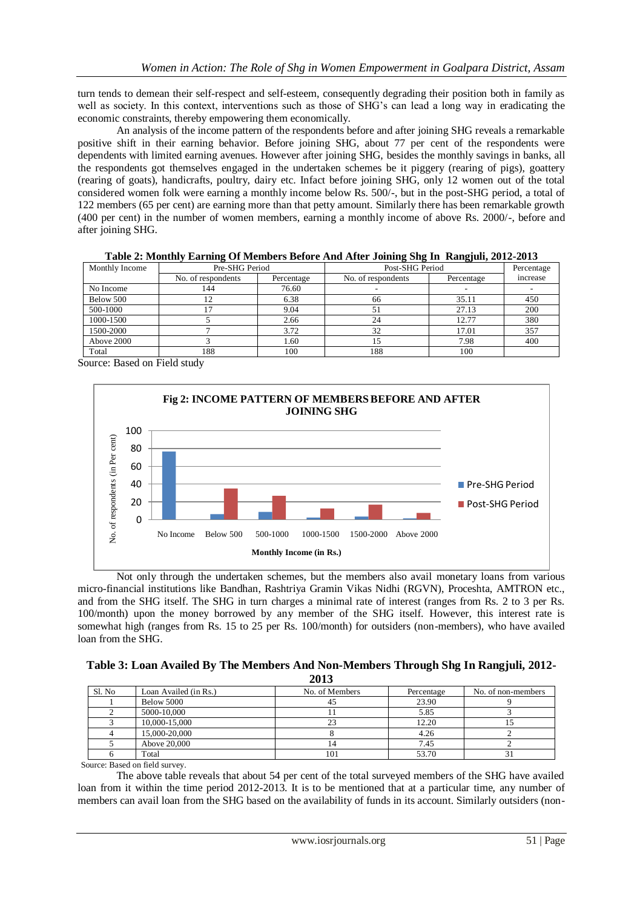turn tends to demean their self-respect and self-esteem, consequently degrading their position both in family as well as society. In this context, interventions such as those of SHG's can lead a long way in eradicating the economic constraints, thereby empowering them economically.

An analysis of the income pattern of the respondents before and after joining SHG reveals a remarkable positive shift in their earning behavior. Before joining SHG, about 77 per cent of the respondents were dependents with limited earning avenues. However after joining SHG, besides the monthly savings in banks, all the respondents got themselves engaged in the undertaken schemes be it piggery (rearing of pigs), goattery (rearing of goats), handicrafts, poultry, dairy etc. Infact before joining SHG, only 12 women out of the total considered women folk were earning a monthly income below Rs. 500/-, but in the post-SHG period, a total of 122 members (65 per cent) are earning more than that petty amount. Similarly there has been remarkable growth (400 per cent) in the number of women members, earning a monthly income of above Rs. 2000/-, before and after joining SHG.

**Table 2: Monthly Earning Of Members Before And After Joining Shg In Rangjuli, 2012-2013**

| Monthly Income | Pre-SHG Period | | Post-SHG Period | | Percentage increase |
|---|---|---|---|---|---|
| | No. of respondents | Percentage | No. of respondents | Percentage | |
| No Income | 144 | 76.60 | - | - | - |
| Below 500 | 12 | 6.38 | 66 | 35.11 | 450 |
| 500-1000 | 17 | 9.04 | 51 | 27.13 | 200 |
| 1000-1500 | 5 | 2.66 | 24 | 12.77 | 380 |
| 1500-2000 | 7 | 3.72 | 32 | 17.01 | 357 |
| Above 2000 | 3 | 1.60 | 15 | 7.98 | 400 |
| Total | 188 | 100 | 188 | 100 | |

Source: Based on Field study

**Fig 2: INCOME PATTERN OF MEMBERS BEFORE AND AFTER JOINING SHG**

Not only through the undertaken schemes, but the members also avail monetary loans from various micro-financial institutions like Bandhan, Rashtriya Gramin Vikas Nidhi (RGVN), Proceshta, AMTRON etc., and from the SHG itself. The SHG in turn charges a minimal rate of interest (ranges from Rs. 2 to 3 per Rs. 100/month) upon the money borrowed by any member of the SHG itself. However, this interest rate is somewhat high (ranges from Rs. 15 to 25 per Rs. 100/month) for outsiders (non-members), who have availed loan from the SHG.

**Table 3: Loan Availed By The Members And Non-Members Through Shg In Rangjuli, 2012-2013**

| Sl. No | Loan Availed (in Rs.) | No. of Members | Percentage | No. of non-members |
|---|---|---|---|---|
| 1 | Below 5000 | 45 | 23.90 | 9 |
| 2 | 5000-10,000 | 11 | 5.85 | 3 |
| 3 | 10,000-15,000 | 23 | 12.20 | 15 |
| 4 | 15,000-20,000 | 8 | 4.26 | 2 |
| 5 | Above 20,000 | 14 | 7.45 | 2 |
| 6 | Total | 101 | 53.70 | 31 |

Source: Based on field survey.

The above table reveals that about 54 per cent of the total surveyed members of the SHG have availed loan from it within the time period 2012-2013. It is to be mentioned that at a particular time, any number of members can avail loan from the SHG based on the availability of funds in its account. Similarly outsiders (non-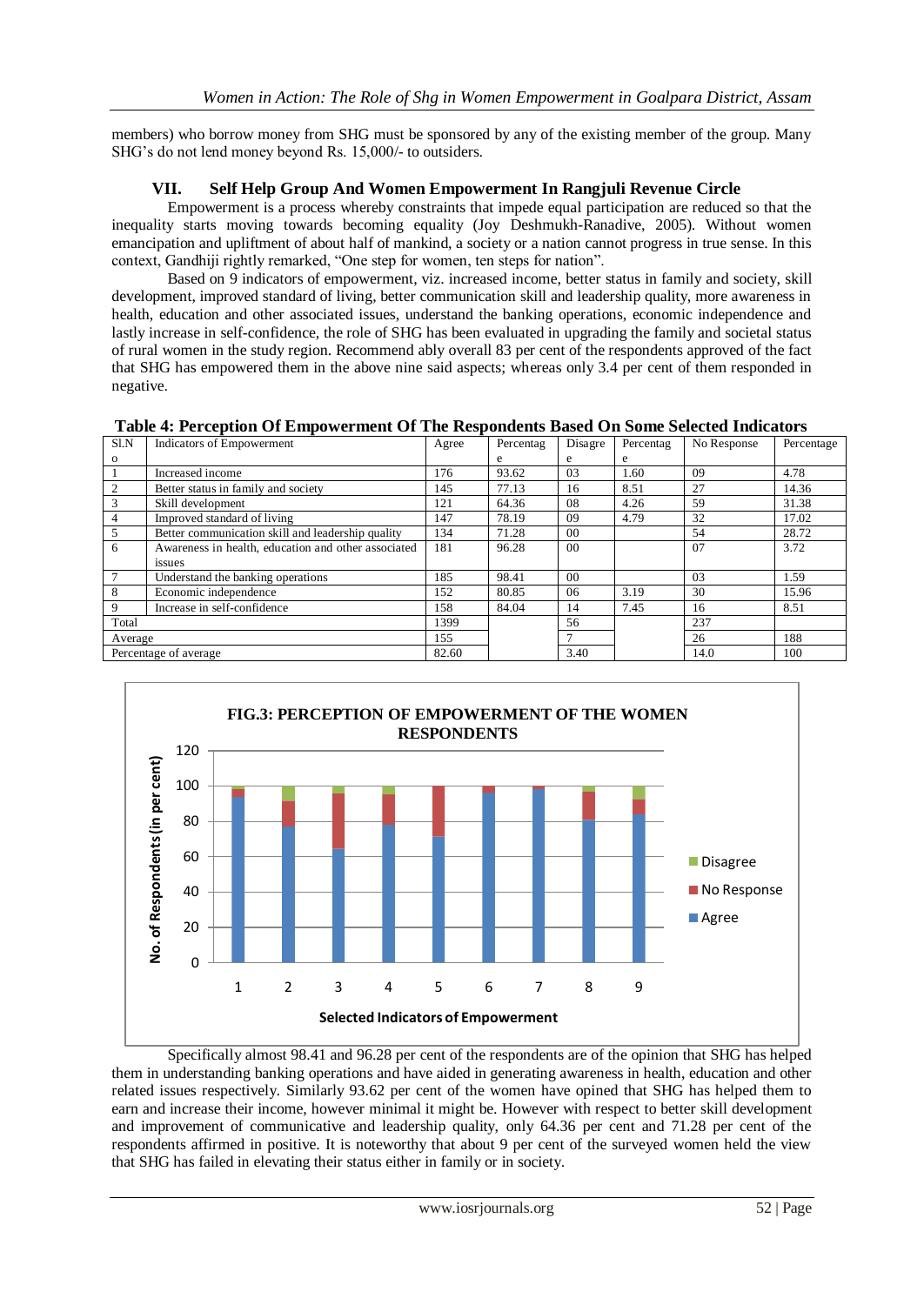members) who borrow money from SHG must be sponsored by any of the existing member of the group. Many SHG's do not lend money beyond Rs. 15,000/- to outsiders.

## VII. Self Help Group And Women Empowerment In Rangjuli Revenue Circle

Empowerment is a process whereby constraints that impede equal participation are reduced so that the inequality starts moving towards becoming equality (Joy Deshmukh-Ranadive, 2005). Without women emancipation and upliftment of about half of mankind, a society or a nation cannot progress in true sense. In this context, Gandhiji rightly remarked, "One step for women, ten steps for nation".

Based on 9 indicators of empowerment, viz. increased income, better status in family and society, skill development, improved standard of living, better communication skill and leadership quality, more awareness in health, education and other associated issues, understand the banking operations, economic independence and lastly increase in self-confidence, the role of SHG has been evaluated in upgrading the family and societal status of rural women in the study region. Recommend ably overall 83 per cent of the respondents approved of the fact that SHG has empowered them in the above nine said aspects; whereas only 3.4 per cent of them responded in negative.

**Table 4: Perception Of Empowerment Of The Respondents Based On Some Selected Indicators**

| Sl.No | Indicators of Empowerment | Agree | Percentage | Disagree | Percentage | No Response | Percentage |
|---|---|---|---|---|---|---|---|
| 1 | Increased income | 176 | 93.62 | 03 | 1.60 | 09 | 4.78 |
| 2 | Better status in family and society | 145 | 77.13 | 16 | 8.51 | 27 | 14.36 |
| 3 | Skill development | 121 | 64.36 | 08 | 4.26 | 59 | 31.38 |
| 4 | Improved standard of living | 147 | 78.19 | 09 | 4.79 | 32 | 17.02 |
| 5 | Better communication skill and leadership quality | 134 | 71.28 | 00 | | 54 | 28.72 |
| 6 | Awareness in health, education and other associated issues | 181 | 96.28 | 00 | | 07 | 3.72 |
| 7 | Understand the banking operations | 185 | 98.41 | 00 | | 03 | 1.59 |
| 8 | Economic independence | 152 | 80.85 | 06 | 3.19 | 30 | 15.96 |
| 9 | Increase in self-confidence | 158 | 84.04 | 14 | 7.45 | 16 | 8.51 |
| Total | | 1399 | | 56 | | 237 | |
| Average | | 155 | | 7 | | 26 | 188 |
| Percentage of average | | 82.60 | | 3.40 | | 14.0 | 100 |

**FIG.3: PERCEPTION OF EMPOWERMENT OF THE WOMEN RESPONDENTS**

Specifically almost 98.41 and 96.28 per cent of the respondents are of the opinion that SHG has helped them in understanding banking operations and have aided in generating awareness in health, education and other related issues respectively. Similarly 93.62 per cent of the women have opined that SHG has helped them to earn and increase their income, however minimal it might be. However with respect to better skill development and improvement of communicative and leadership quality, only 64.36 per cent and 71.28 per cent of the respondents affirmed in positive. It is noteworthy that about 9 per cent of the surveyed women held the view that SHG has failed in elevating their status either in family or in society.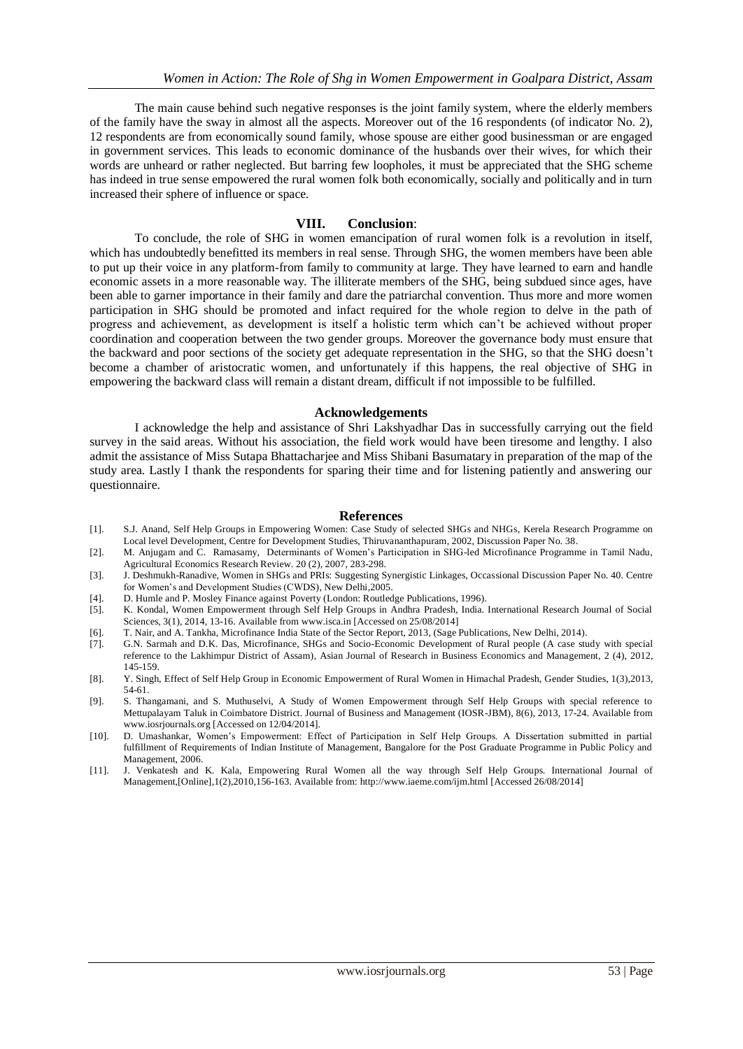The main cause behind such negative responses is the joint family system, where the elderly members of the family have the sway in almost all the aspects. Moreover out of the 16 respondents (of indicator No. 2), 12 respondents are from economically sound family, whose spouse are either good businessman or are engaged in government services. This leads to economic dominance of the husbands over their wives, for which their words are unheard or rather neglected. But barring few loopholes, it must be appreciated that the SHG scheme has indeed in true sense empowered the rural women folk both economically, socially and politically and in turn increased their sphere of influence or space.

## VIII. Conclusion:

To conclude, the role of SHG in women emancipation of rural women folk is a revolution in itself, which has undoubtedly benefitted its members in real sense. Through SHG, the women members have been able to put up their voice in any platform-from family to community at large. They have learned to earn and handle economic assets in a more reasonable way. The illiterate members of the SHG, being subdued since ages, have been able to garner importance in their family and dare the patriarchal convention. Thus more and more women participation in SHG should be promoted and infact required for the whole region to delve in the path of progress and achievement, as development is itself a holistic term which can't be achieved without proper coordination and cooperation between the two gender groups. Moreover the governance body must ensure that the backward and poor sections of the society get adequate representation in the SHG, so that the SHG doesn't become a chamber of aristocratic women, and unfortunately if this happens, the real objective of SHG in empowering the backward class will remain a distant dream, difficult if not impossible to be fulfilled.

## Acknowledgements

I acknowledge the help and assistance of Shri Lakshyadhar Das in successfully carrying out the field survey in the said areas. Without his association, the field work would have been tiresome and lengthy. I also admit the assistance of Miss Sutapa Bhattacharjee and Miss Shibani Basumatary in preparation of the map of the study area. Lastly I thank the respondents for sparing their time and for listening patiently and answering our questionnaire.

## References

[1]. S.J. Anand, Self Help Groups in Empowering Women: Case Study of selected SHGs and NHGs, Kerela Research Programme on Local level Development, Centre for Development Studies, Thiruvananthapuram, 2002, Discussion Paper No. 38.

[2]. M. Anjugam and C. Ramasamy, Determinants of Women's Participation in SHG-led Microfinance Programme in Tamil Nadu, Agricultural Economics Research Review. 20 (2), 2007, 283-298.

[3]. J. Deshmukh-Ranadive, Women in SHGs and PRIs: Suggesting Synergistic Linkages, Occassional Discussion Paper No. 40. Centre for Women's and Development Studies (CWDS), New Delhi,2005.

[4]. D. Humle and P. Mosley Finance against Poverty (London: Routledge Publications, 1996).

[5]. K. Kondal, Women Empowerment through Self Help Groups in Andhra Pradesh, India. International Research Journal of Social Sciences, 3(1), 2014, 13-16. Available from www.isca.in [Accessed on 25/08/2014]

[6]. T. Nair, and A. Tankha, Microfinance India State of the Sector Report, 2013, (Sage Publications, New Delhi, 2014).

[7]. G.N. Sarmah and D.K. Das, Microfinance, SHGs and Socio-Economic Development of Rural people (A case study with special reference to the Lakhimpur District of Assam), Asian Journal of Research in Business Economics and Management, 2 (4), 2012, 145-159.

[8]. Y. Singh, Effect of Self Help Group in Economic Empowerment of Rural Women in Himachal Pradesh, Gender Studies, 1(3),2013, 54-61.

[9]. S. Thangamani, and S. Muthuselvi, A Study of Women Empowerment through Self Help Groups with special reference to Mettupalayam Taluk in Coimbatore District. Journal of Business and Management (IOSR-JBM), 8(6), 2013, 17-24. Available from www.iosrjournals.org [Accessed on 12/04/2014].

[10]. D. Umashankar, Women's Empowerment: Effect of Participation in Self Help Groups. A Dissertation submitted in partial fulfillment of Requirements of Indian Institute of Management, Bangalore for the Post Graduate Programme in Public Policy and Management, 2006.

[11]. J. Venkatesh and K. Kala, Empowering Rural Women all the way through Self Help Groups. International Journal of Management,[Online],1(2),2010,156-163. Available from: http://www.iaeme.com/ijm.html [Accessed 26/08/2014]